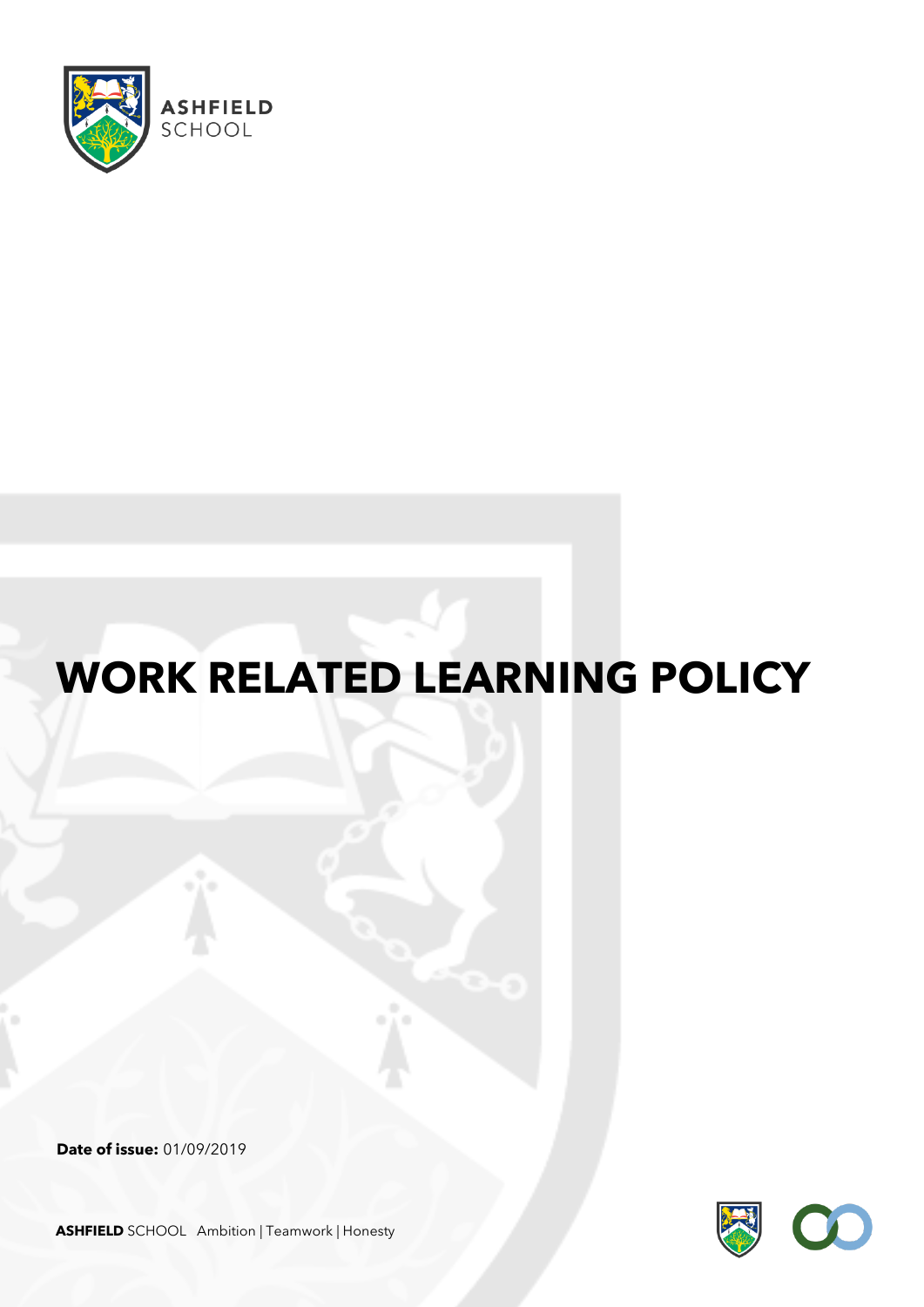ASHFIELD SCHOOL

# WORK RELATED LEARNING POLICY

**Date of issue:** 01/09/2019

**ASHFIELD** SCHOOL Ambition | Teamwork | Honesty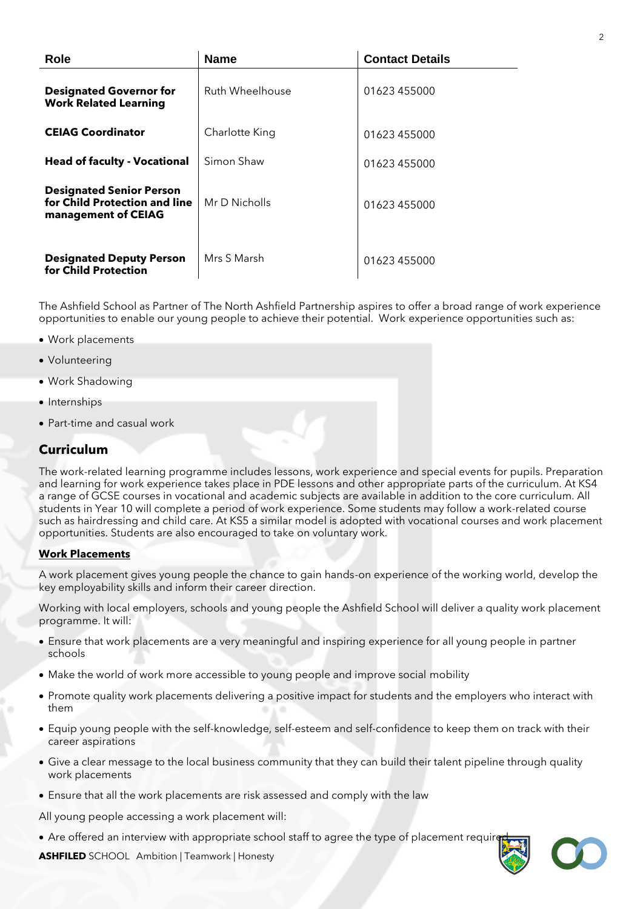| Role | Name | Contact Details |
|---|---|---|
| **Designated Governor for Work Related Learning** | Ruth Wheelhouse | 01623 455000 |
| **CEIAG Coordinator** | Charlotte King | 01623 455000 |
| **Head of faculty - Vocational** | Simon Shaw | 01623 455000 |
| **Designated Senior Person for Child Protection and line management of CEIAG** | Mr D Nicholls | 01623 455000 |
| **Designated Deputy Person for Child Protection** | Mrs S Marsh | 01623 455000 |

The Ashfield School as Partner of The North Ashfield Partnership aspires to offer a broad range of work experience opportunities to enable our young people to achieve their potential. Work experience opportunities such as:

- Work placements
- Volunteering
- Work Shadowing
- Internships
- Part-time and casual work

## Curriculum

The work-related learning programme includes lessons, work experience and special events for pupils. Preparation and learning for work experience takes place in PDE lessons and other appropriate parts of the curriculum. At KS4 a range of GCSE courses in vocational and academic subjects are available in addition to the core curriculum. All students in Year 10 will complete a period of work experience. Some students may follow a work-related course such as hairdressing and child care. At KS5 a similar model is adopted with vocational courses and work placement opportunities. Students are also encouraged to take on voluntary work.

**Work Placements**

A work placement gives young people the chance to gain hands-on experience of the working world, develop the key employability skills and inform their career direction.

Working with local employers, schools and young people the Ashfield School will deliver a quality work placement programme. It will:

- Ensure that work placements are a very meaningful and inspiring experience for all young people in partner schools
- Make the world of work more accessible to young people and improve social mobility
- Promote quality work placements delivering a positive impact for students and the employers who interact with them
- Equip young people with the self-knowledge, self-esteem and self-confidence to keep them on track with their career aspirations
- Give a clear message to the local business community that they can build their talent pipeline through quality work placements
- Ensure that all the work placements are risk assessed and comply with the law

All young people accessing a work placement will:

- Are offered an interview with appropriate school staff to agree the type of placement required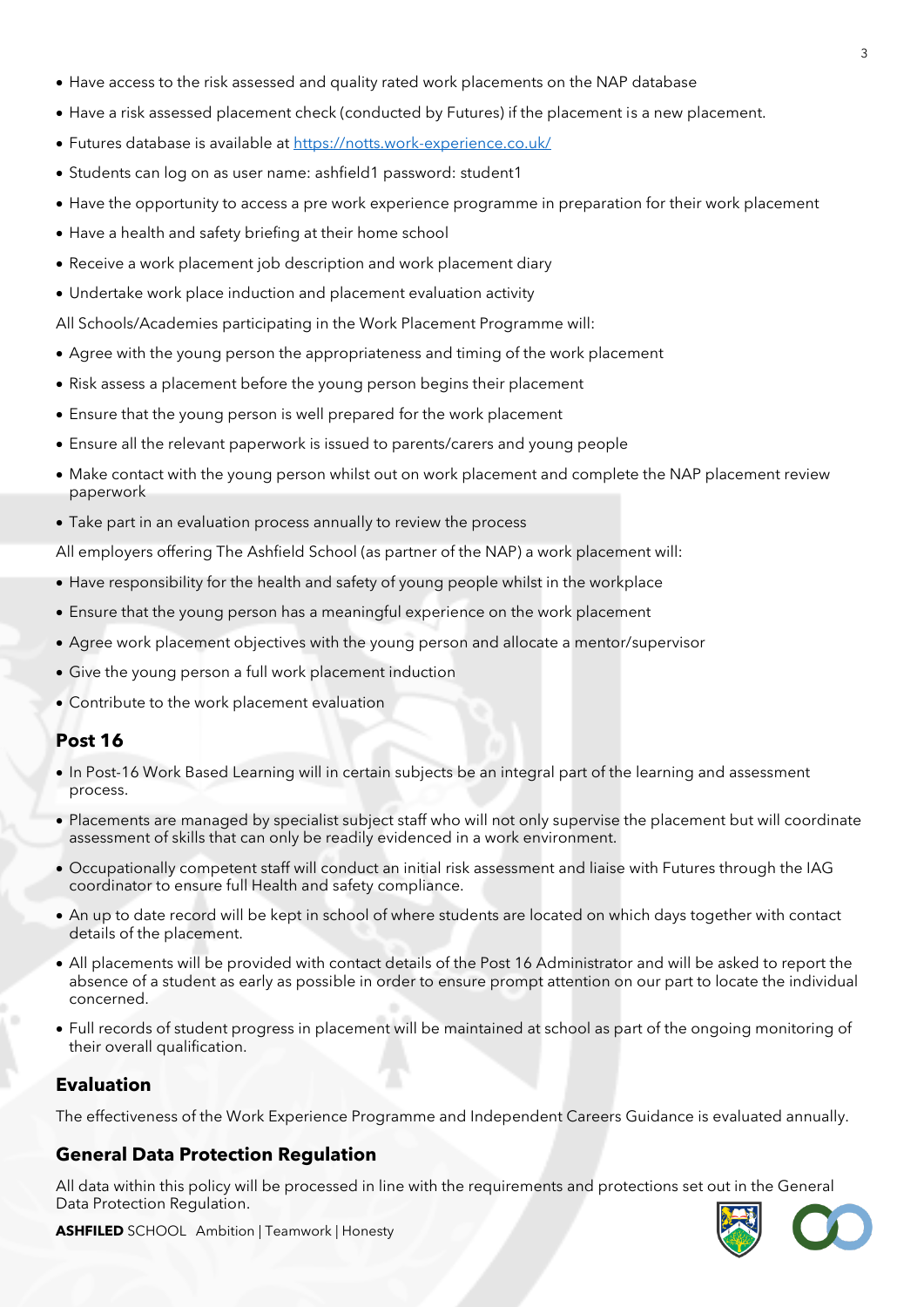- Have access to the risk assessed and quality rated work placements on the NAP database
- Have a risk assessed placement check (conducted by Futures) if the placement is a new placement.
- Futures database is available at https://notts.work-experience.co.uk/
- Students can log on as user name: ashfield1 password: student1
- Have the opportunity to access a pre work experience programme in preparation for their work placement
- Have a health and safety briefing at their home school
- Receive a work placement job description and work placement diary
- Undertake work place induction and placement evaluation activity

All Schools/Academies participating in the Work Placement Programme will:

- Agree with the young person the appropriateness and timing of the work placement
- Risk assess a placement before the young person begins their placement
- Ensure that the young person is well prepared for the work placement
- Ensure all the relevant paperwork is issued to parents/carers and young people
- Make contact with the young person whilst out on work placement and complete the NAP placement review paperwork
- Take part in an evaluation process annually to review the process

All employers offering The Ashfield School (as partner of the NAP) a work placement will:

- Have responsibility for the health and safety of young people whilst in the workplace
- Ensure that the young person has a meaningful experience on the work placement
- Agree work placement objectives with the young person and allocate a mentor/supervisor
- Give the young person a full work placement induction
- Contribute to the work placement evaluation

## Post 16

- In Post-16 Work Based Learning will in certain subjects be an integral part of the learning and assessment process.
- Placements are managed by specialist subject staff who will not only supervise the placement but will coordinate assessment of skills that can only be readily evidenced in a work environment.
- Occupationally competent staff will conduct an initial risk assessment and liaise with Futures through the IAG coordinator to ensure full Health and safety compliance.
- An up to date record will be kept in school of where students are located on which days together with contact details of the placement.
- All placements will be provided with contact details of the Post 16 Administrator and will be asked to report the absence of a student as early as possible in order to ensure prompt attention on our part to locate the individual concerned.
- Full records of student progress in placement will be maintained at school as part of the ongoing monitoring of their overall qualification.

## Evaluation

The effectiveness of the Work Experience Programme and Independent Careers Guidance is evaluated annually.

## General Data Protection Regulation

All data within this policy will be processed in line with the requirements and protections set out in the General Data Protection Regulation.